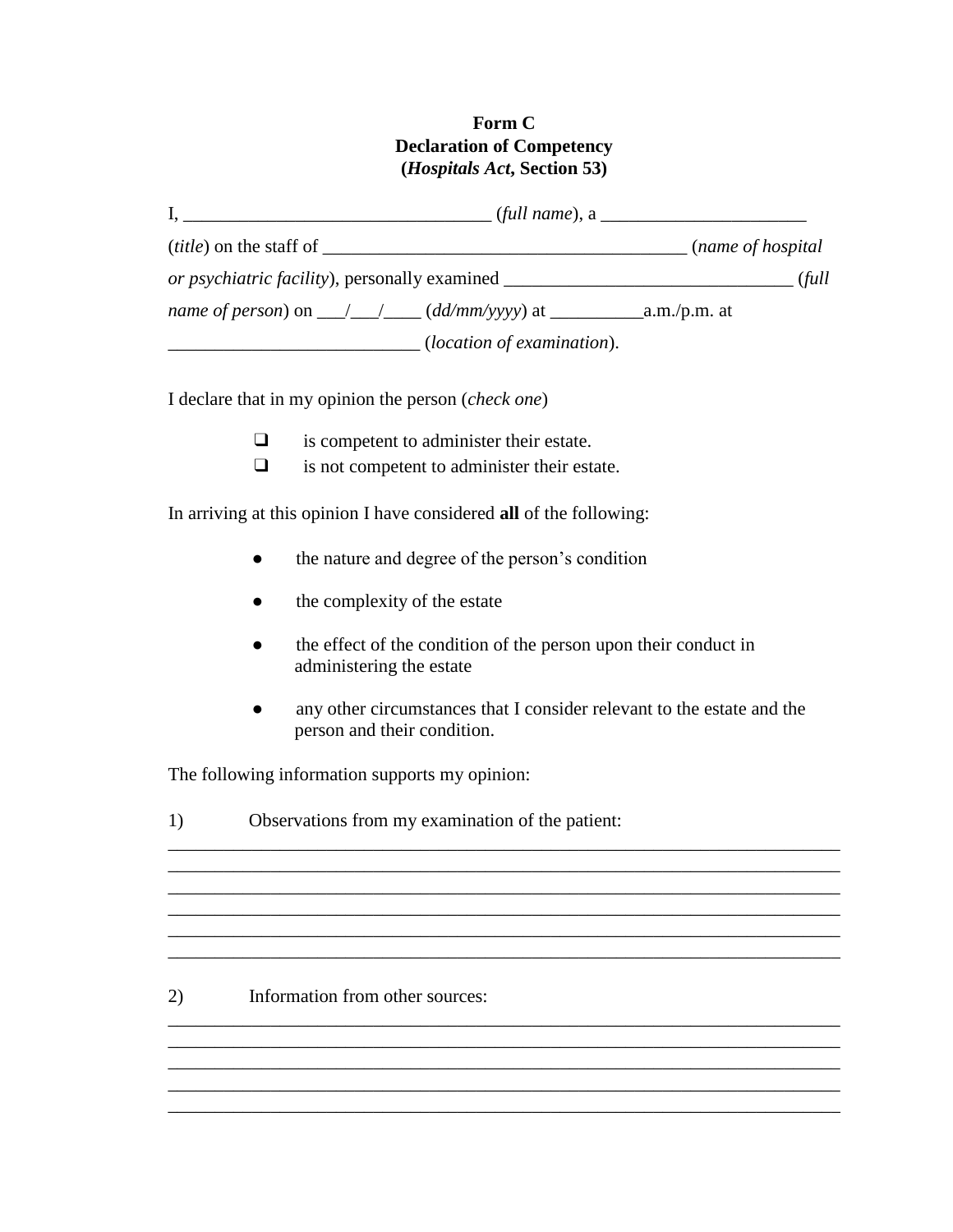**Form C**
**Declaration of Competency**
**(*Hospitals Act*, Section 53)**

I, _________________________________ (*full name*), a ______________________ (*title*) on the staff of _______________________________________ (*name of hospital or psychiatric facility*), personally examined _______________________________ (*full name of person*) on ___/___/____ (*dd/mm/yyyy*) at __________a.m./p.m. at __________________________ (*location of examination*).

I declare that in my opinion the person (*check one*)

- ❑ is competent to administer their estate.
- ❑ is not competent to administer their estate.

In arriving at this opinion I have considered **all** of the following:

- the nature and degree of the person's condition
- the complexity of the estate
- the effect of the condition of the person upon their conduct in administering the estate
- any other circumstances that I consider relevant to the estate and the person and their condition.

The following information supports my opinion:

1) Observations from my examination of the patient:

_________________________________________________________________________
_________________________________________________________________________
_________________________________________________________________________
_________________________________________________________________________
_________________________________________________________________________
_________________________________________________________________________

2) Information from other sources:

_________________________________________________________________________
_________________________________________________________________________
_________________________________________________________________________
_________________________________________________________________________
_________________________________________________________________________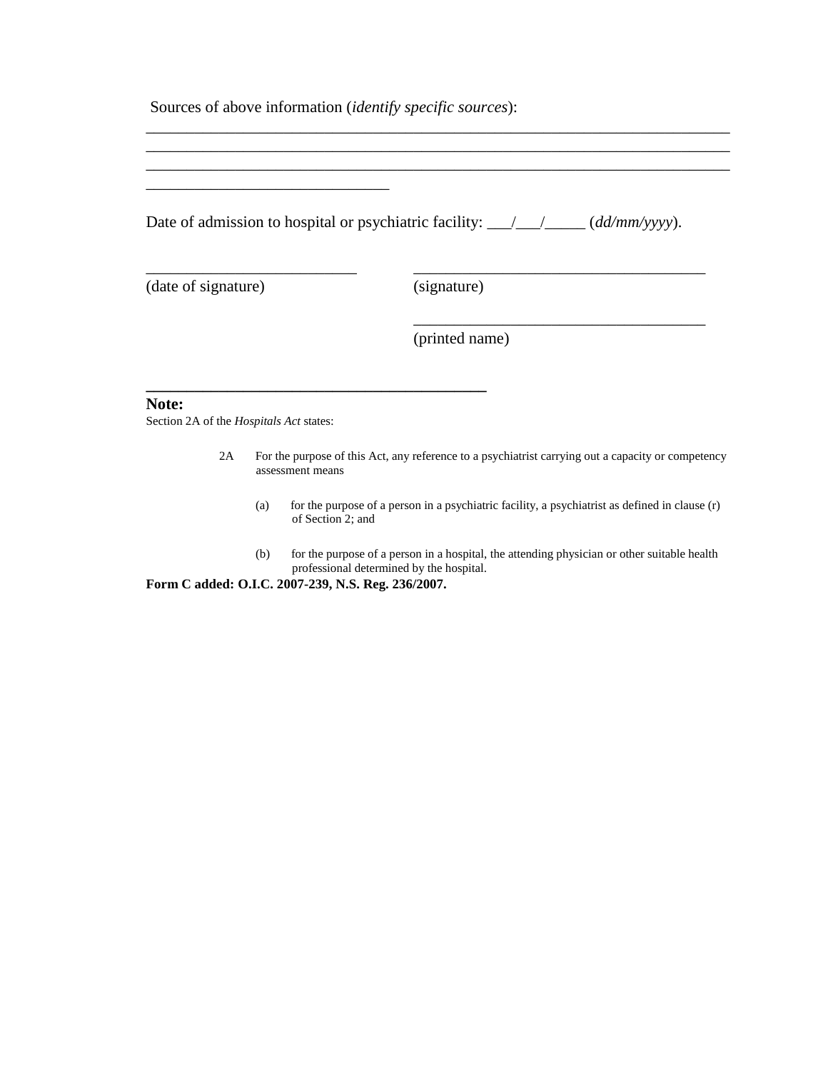Sources of above information (*identify specific sources*):

________________________________________________________________________
________________________________________________________________________
________________________________________________________________________
______________________________

Date of admission to hospital or psychiatric facility: ___/___/_____ (*dd/mm/yyyy*).

__________________________ (date of signature)

____________________________________ (signature)

____________________________________ (printed name)

__________________________________________

**Note:**

Section 2A of the *Hospitals Act* states:

> 2A For the purpose of this Act, any reference to a psychiatrist carrying out a capacity or competency assessment means
>
> (a) for the purpose of a person in a psychiatric facility, a psychiatrist as defined in clause (r) of Section 2; and
>
> (b) for the purpose of a person in a hospital, the attending physician or other suitable health professional determined by the hospital.

**Form C added: O.I.C. 2007-239, N.S. Reg. 236/2007.**